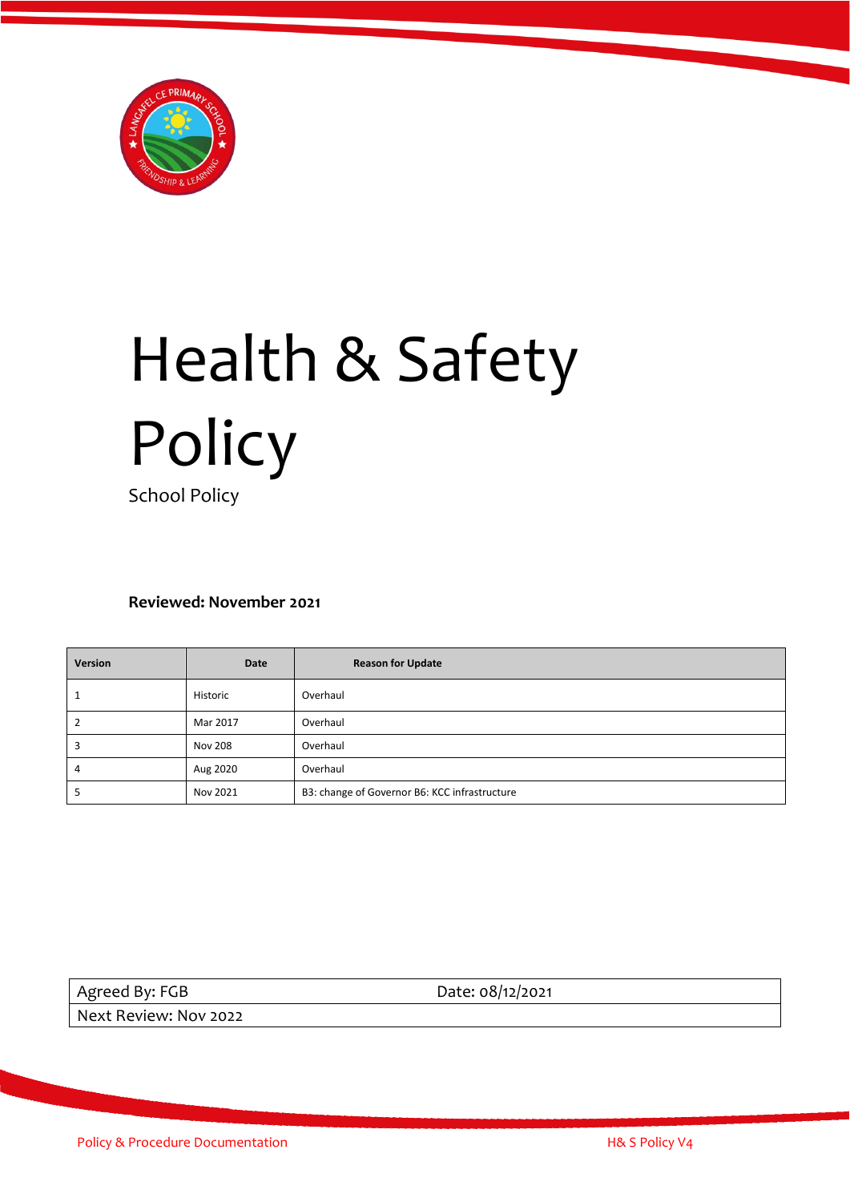# Health & Safety Policy

School Policy

**Reviewed: November 2021**

| Version | Date | Reason for Update |
|---|---|---|
| 1 | Historic | Overhaul |
| 2 | Mar 2017 | Overhaul |
| 3 | Nov 208 | Overhaul |
| 4 | Aug 2020 | Overhaul |
| 5 | Nov 2021 | B3: change of Governor B6: KCC infrastructure |

| Agreed By: FGB | Date: 08/12/2021 |
|---|---|
| Next Review: Nov 2022 | |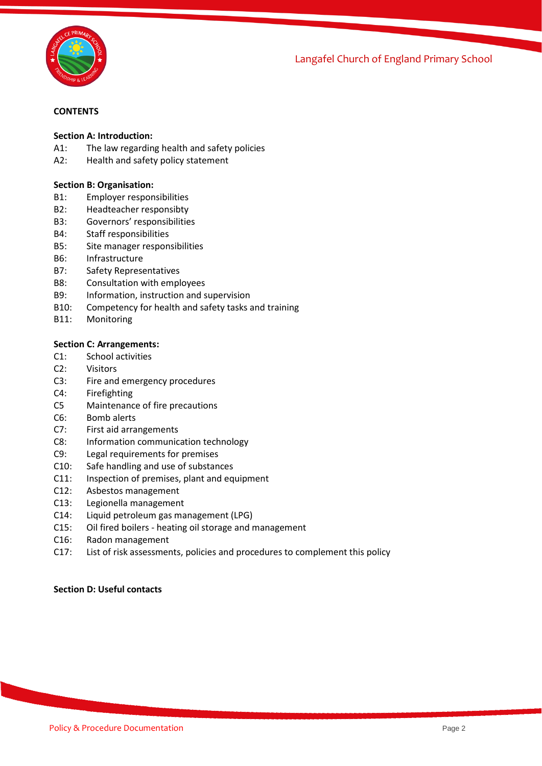**CONTENTS**

**Section A: Introduction:**

A1: The law regarding health and safety policies
A2: Health and safety policy statement

**Section B: Organisation:**

B1: Employer responsibilities
B2: Headteacher responsibty
B3: Governors' responsibilities
B4: Staff responsibilities
B5: Site manager responsibilities
B6: Infrastructure
B7: Safety Representatives
B8: Consultation with employees
B9: Information, instruction and supervision
B10: Competency for health and safety tasks and training
B11: Monitoring

**Section C: Arrangements:**

C1: School activities
C2: Visitors
C3: Fire and emergency procedures
C4: Firefighting
C5 Maintenance of fire precautions
C6: Bomb alerts
C7: First aid arrangements
C8: Information communication technology
C9: Legal requirements for premises
C10: Safe handling and use of substances
C11: Inspection of premises, plant and equipment
C12: Asbestos management
C13: Legionella management
C14: Liquid petroleum gas management (LPG)
C15: Oil fired boilers - heating oil storage and management
C16: Radon management
C17: List of risk assessments, policies and procedures to complement this policy

**Section D: Useful contacts**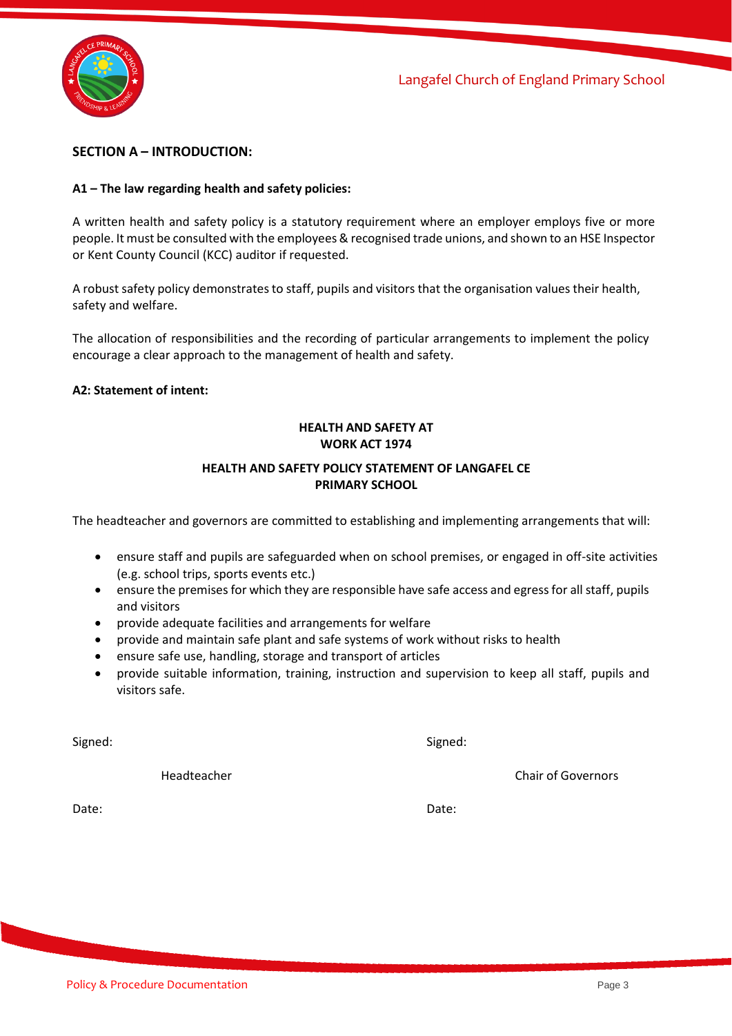## SECTION A – INTRODUCTION:

### A1 – The law regarding health and safety policies:

A written health and safety policy is a statutory requirement where an employer employs five or more people. It must be consulted with the employees & recognised trade unions, and shown to an HSE Inspector or Kent County Council (KCC) auditor if requested.

A robust safety policy demonstrates to staff, pupils and visitors that the organisation values their health, safety and welfare.

The allocation of responsibilities and the recording of particular arrangements to implement the policy encourage a clear approach to the management of health and safety.

### A2: Statement of intent:

**HEALTH AND SAFETY AT WORK ACT 1974**

**HEALTH AND SAFETY POLICY STATEMENT OF LANGAFEL CE PRIMARY SCHOOL**

The headteacher and governors are committed to establishing and implementing arrangements that will:

- ensure staff and pupils are safeguarded when on school premises, or engaged in off-site activities (e.g. school trips, sports events etc.)
- ensure the premises for which they are responsible have safe access and egress for all staff, pupils and visitors
- provide adequate facilities and arrangements for welfare
- provide and maintain safe plant and safe systems of work without risks to health
- ensure safe use, handling, storage and transport of articles
- provide suitable information, training, instruction and supervision to keep all staff, pupils and visitors safe.

Signed:

Headteacher

Date:

Signed:

Chair of Governors

Date: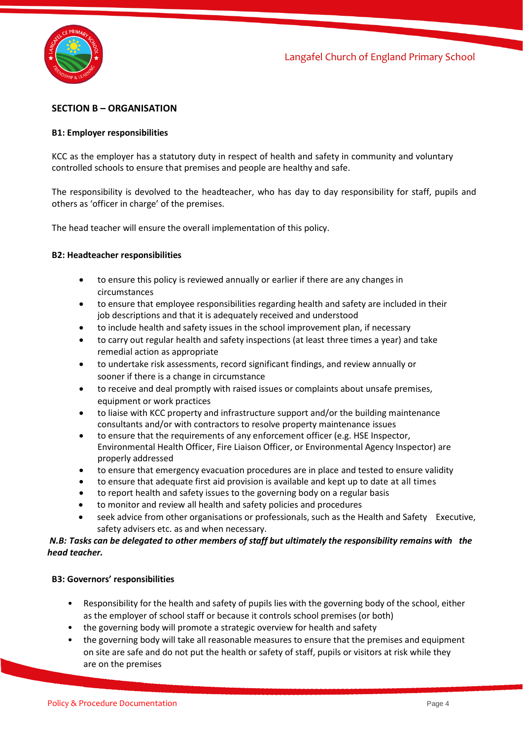## SECTION B – ORGANISATION

### B1: Employer responsibilities

KCC as the employer has a statutory duty in respect of health and safety in community and voluntary controlled schools to ensure that premises and people are healthy and safe.

The responsibility is devolved to the headteacher, who has day to day responsibility for staff, pupils and others as 'officer in charge' of the premises.

The head teacher will ensure the overall implementation of this policy.

### B2: Headteacher responsibilities

- to ensure this policy is reviewed annually or earlier if there are any changes in circumstances
- to ensure that employee responsibilities regarding health and safety are included in their job descriptions and that it is adequately received and understood
- to include health and safety issues in the school improvement plan, if necessary
- to carry out regular health and safety inspections (at least three times a year) and take remedial action as appropriate
- to undertake risk assessments, record significant findings, and review annually or sooner if there is a change in circumstance
- to receive and deal promptly with raised issues or complaints about unsafe premises, equipment or work practices
- to liaise with KCC property and infrastructure support and/or the building maintenance consultants and/or with contractors to resolve property maintenance issues
- to ensure that the requirements of any enforcement officer (e.g. HSE Inspector, Environmental Health Officer, Fire Liaison Officer, or Environmental Agency Inspector) are properly addressed
- to ensure that emergency evacuation procedures are in place and tested to ensure validity
- to ensure that adequate first aid provision is available and kept up to date at all times
- to report health and safety issues to the governing body on a regular basis
- to monitor and review all health and safety policies and procedures
- seek advice from other organisations or professionals, such as the Health and Safety Executive, safety advisers etc. as and when necessary.

***N.B: Tasks can be delegated to other members of staff but ultimately the responsibility remains with the head teacher.***

### B3: Governors' responsibilities

- Responsibility for the health and safety of pupils lies with the governing body of the school, either as the employer of school staff or because it controls school premises (or both)
- the governing body will promote a strategic overview for health and safety
- the governing body will take all reasonable measures to ensure that the premises and equipment on site are safe and do not put the health or safety of staff, pupils or visitors at risk while they are on the premises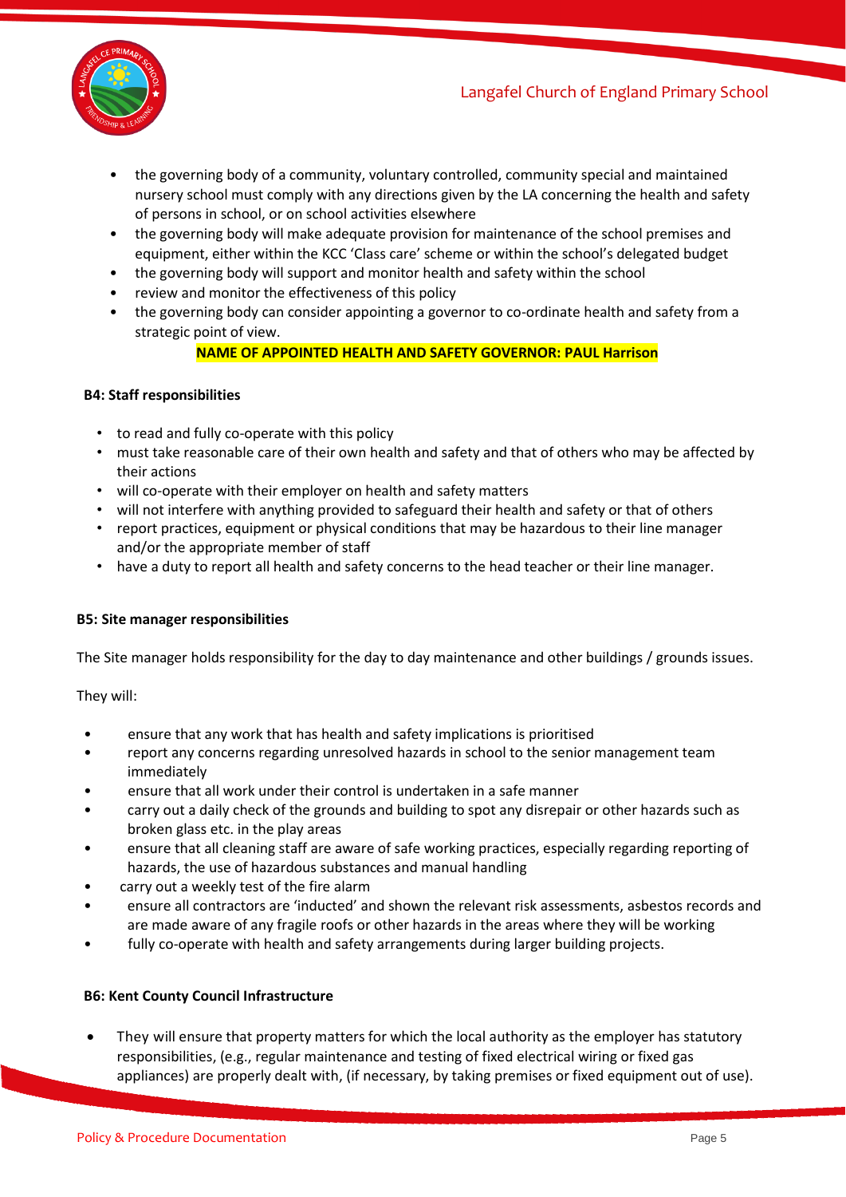- the governing body of a community, voluntary controlled, community special and maintained nursery school must comply with any directions given by the LA concerning the health and safety of persons in school, or on school activities elsewhere
- the governing body will make adequate provision for maintenance of the school premises and equipment, either within the KCC 'Class care' scheme or within the school's delegated budget
- the governing body will support and monitor health and safety within the school
- review and monitor the effectiveness of this policy
- the governing body can consider appointing a governor to co-ordinate health and safety from a strategic point of view.

**NAME OF APPOINTED HEALTH AND SAFETY GOVERNOR: PAUL Harrison**

#### B4: Staff responsibilities

- to read and fully co-operate with this policy
- must take reasonable care of their own health and safety and that of others who may be affected by their actions
- will co-operate with their employer on health and safety matters
- will not interfere with anything provided to safeguard their health and safety or that of others
- report practices, equipment or physical conditions that may be hazardous to their line manager and/or the appropriate member of staff
- have a duty to report all health and safety concerns to the head teacher or their line manager.

#### B5: Site manager responsibilities

The Site manager holds responsibility for the day to day maintenance and other buildings / grounds issues.

They will:

- ensure that any work that has health and safety implications is prioritised
- report any concerns regarding unresolved hazards in school to the senior management team immediately
- ensure that all work under their control is undertaken in a safe manner
- carry out a daily check of the grounds and building to spot any disrepair or other hazards such as broken glass etc. in the play areas
- ensure that all cleaning staff are aware of safe working practices, especially regarding reporting of hazards, the use of hazardous substances and manual handling
- carry out a weekly test of the fire alarm
- ensure all contractors are 'inducted' and shown the relevant risk assessments, asbestos records and are made aware of any fragile roofs or other hazards in the areas where they will be working
- fully co-operate with health and safety arrangements during larger building projects.

#### B6: Kent County Council Infrastructure

- They will ensure that property matters for which the local authority as the employer has statutory responsibilities, (e.g., regular maintenance and testing of fixed electrical wiring or fixed gas appliances) are properly dealt with, (if necessary, by taking premises or fixed equipment out of use).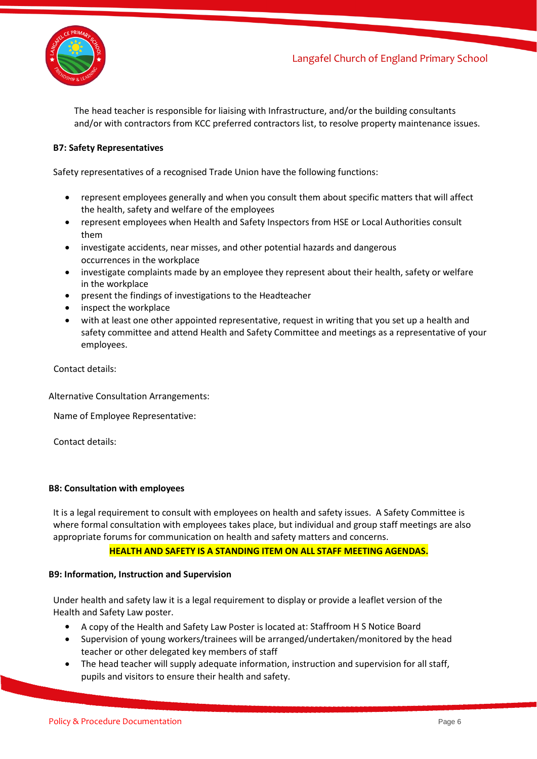The head teacher is responsible for liaising with Infrastructure, and/or the building consultants and/or with contractors from KCC preferred contractors list, to resolve property maintenance issues.

**B7: Safety Representatives**

Safety representatives of a recognised Trade Union have the following functions:

- represent employees generally and when you consult them about specific matters that will affect the health, safety and welfare of the employees
- represent employees when Health and Safety Inspectors from HSE or Local Authorities consult them
- investigate accidents, near misses, and other potential hazards and dangerous occurrences in the workplace
- investigate complaints made by an employee they represent about their health, safety or welfare in the workplace
- present the findings of investigations to the Headteacher
- inspect the workplace
- with at least one other appointed representative, request in writing that you set up a health and safety committee and attend Health and Safety Committee and meetings as a representative of your employees.

Contact details:

Alternative Consultation Arrangements:

Name of Employee Representative:

Contact details:

**B8: Consultation with employees**

It is a legal requirement to consult with employees on health and safety issues. A Safety Committee is where formal consultation with employees takes place, but individual and group staff meetings are also appropriate forums for communication on health and safety matters and concerns.

**HEALTH AND SAFETY IS A STANDING ITEM ON ALL STAFF MEETING AGENDAS.**

**B9: Information, Instruction and Supervision**

Under health and safety law it is a legal requirement to display or provide a leaflet version of the Health and Safety Law poster.

- A copy of the Health and Safety Law Poster is located at: Staffroom H S Notice Board
- Supervision of young workers/trainees will be arranged/undertaken/monitored by the head teacher or other delegated key members of staff
- The head teacher will supply adequate information, instruction and supervision for all staff, pupils and visitors to ensure their health and safety.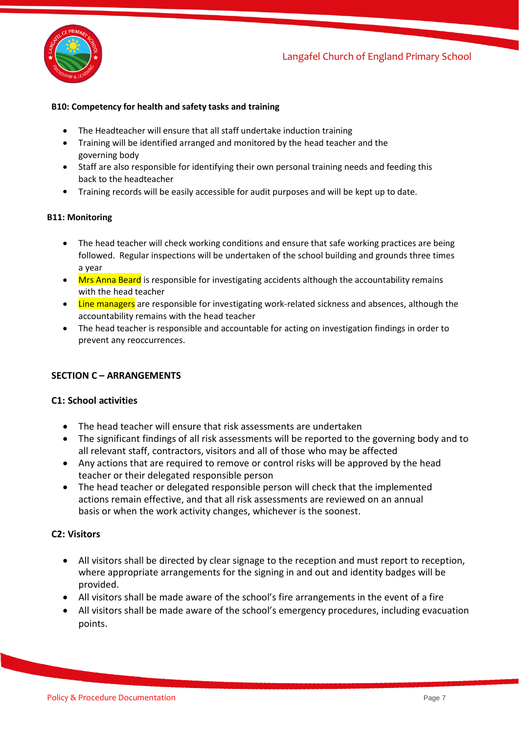**B10: Competency for health and safety tasks and training**

- The Headteacher will ensure that all staff undertake induction training
- Training will be identified arranged and monitored by the head teacher and the governing body
- Staff are also responsible for identifying their own personal training needs and feeding this back to the headteacher
- Training records will be easily accessible for audit purposes and will be kept up to date.

**B11: Monitoring**

- The head teacher will check working conditions and ensure that safe working practices are being followed. Regular inspections will be undertaken of the school building and grounds three times a year
- Mrs Anna Beard is responsible for investigating accidents although the accountability remains with the head teacher
- Line managers are responsible for investigating work-related sickness and absences, although the accountability remains with the head teacher
- The head teacher is responsible and accountable for acting on investigation findings in order to prevent any reoccurrences.

## SECTION C – ARRANGEMENTS

### C1: School activities

- The head teacher will ensure that risk assessments are undertaken
- The significant findings of all risk assessments will be reported to the governing body and to all relevant staff, contractors, visitors and all of those who may be affected
- Any actions that are required to remove or control risks will be approved by the head teacher or their delegated responsible person
- The head teacher or delegated responsible person will check that the implemented actions remain effective, and that all risk assessments are reviewed on an annual basis or when the work activity changes, whichever is the soonest.

### C2: Visitors

- All visitors shall be directed by clear signage to the reception and must report to reception, where appropriate arrangements for the signing in and out and identity badges will be provided.
- All visitors shall be made aware of the school's fire arrangements in the event of a fire
- All visitors shall be made aware of the school's emergency procedures, including evacuation points.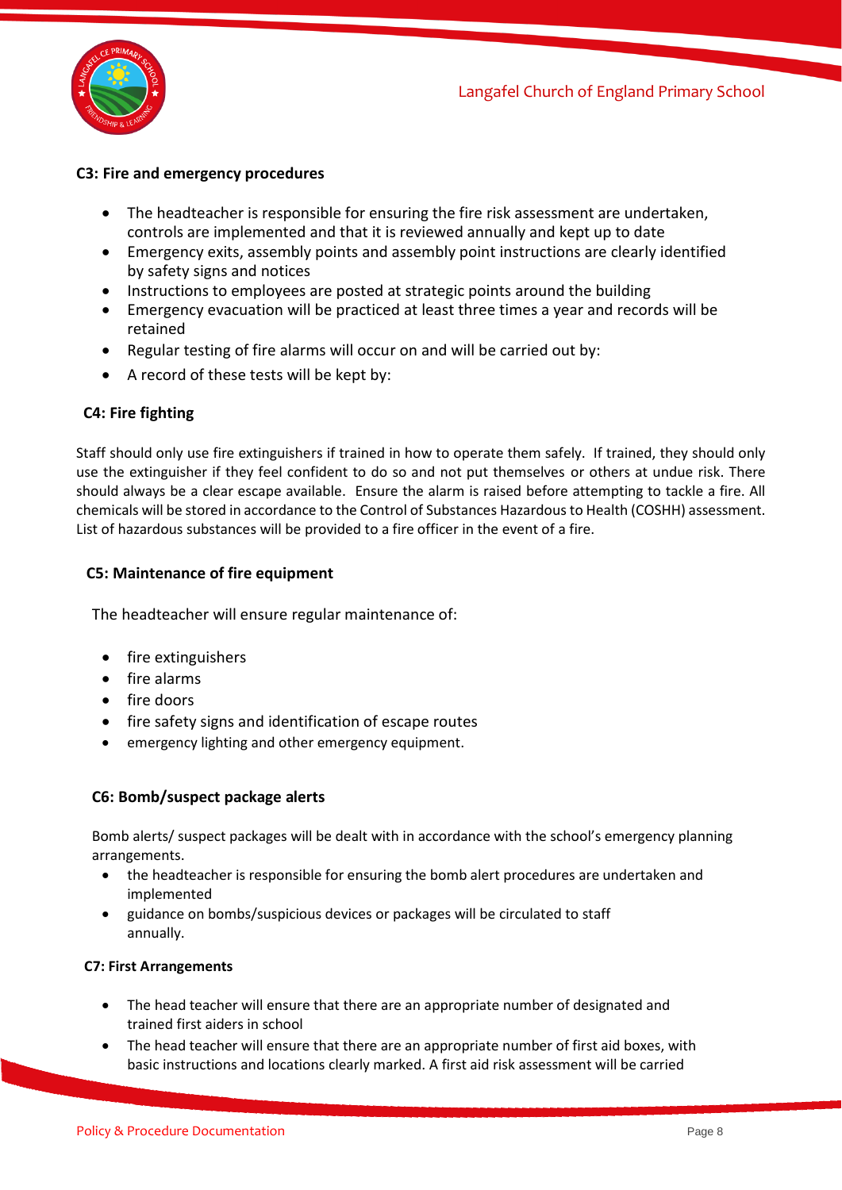### C3: Fire and emergency procedures

- The headteacher is responsible for ensuring the fire risk assessment are undertaken, controls are implemented and that it is reviewed annually and kept up to date
- Emergency exits, assembly points and assembly point instructions are clearly identified by safety signs and notices
- Instructions to employees are posted at strategic points around the building
- Emergency evacuation will be practiced at least three times a year and records will be retained
- Regular testing of fire alarms will occur on and will be carried out by:
- A record of these tests will be kept by:

### C4: Fire fighting

Staff should only use fire extinguishers if trained in how to operate them safely. If trained, they should only use the extinguisher if they feel confident to do so and not put themselves or others at undue risk. There should always be a clear escape available. Ensure the alarm is raised before attempting to tackle a fire. All chemicals will be stored in accordance to the Control of Substances Hazardous to Health (COSHH) assessment. List of hazardous substances will be provided to a fire officer in the event of a fire.

### C5: Maintenance of fire equipment

The headteacher will ensure regular maintenance of:

- fire extinguishers
- fire alarms
- fire doors
- fire safety signs and identification of escape routes
- emergency lighting and other emergency equipment.

### C6: Bomb/suspect package alerts

Bomb alerts/ suspect packages will be dealt with in accordance with the school's emergency planning arrangements.

- the headteacher is responsible for ensuring the bomb alert procedures are undertaken and implemented
- guidance on bombs/suspicious devices or packages will be circulated to staff annually.

### C7: First Arrangements

- The head teacher will ensure that there are an appropriate number of designated and trained first aiders in school
- The head teacher will ensure that there are an appropriate number of first aid boxes, with basic instructions and locations clearly marked. A first aid risk assessment will be carried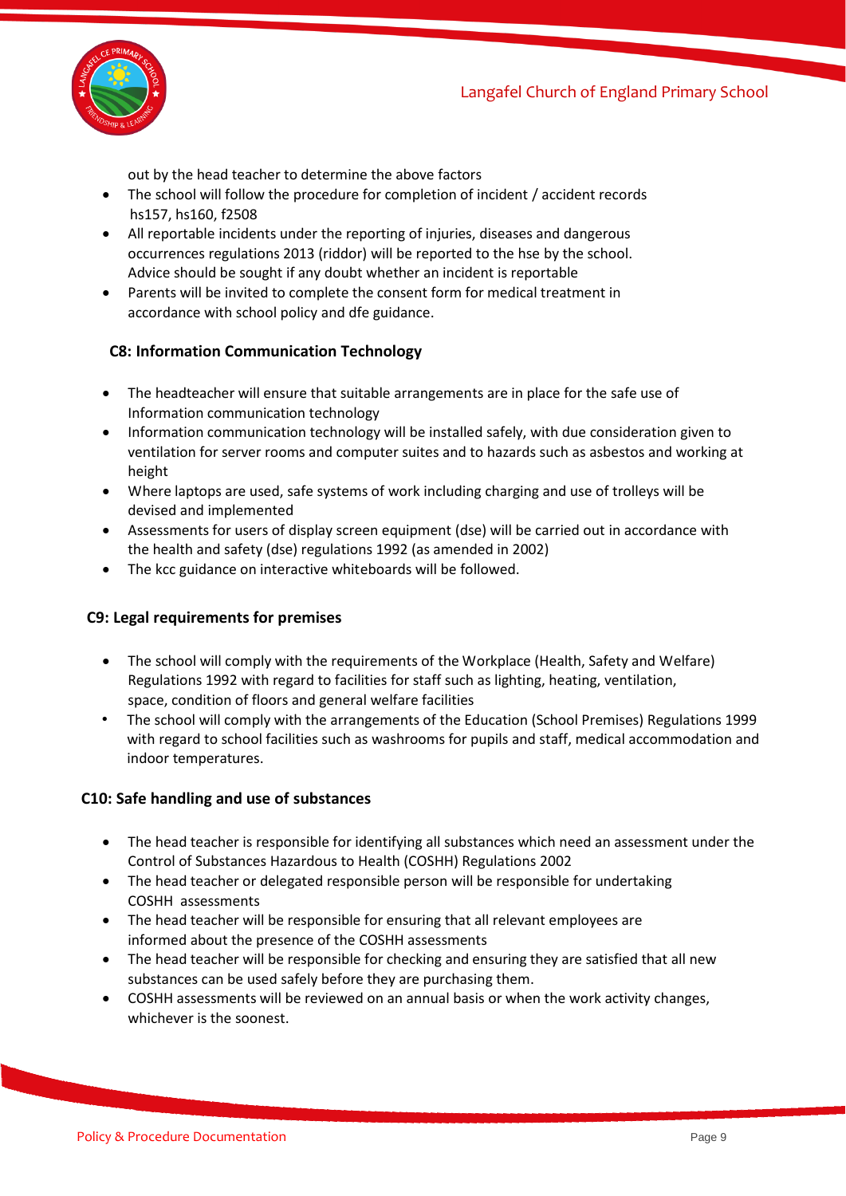out by the head teacher to determine the above factors

- The school will follow the procedure for completion of incident / accident records hs157, hs160, f2508
- All reportable incidents under the reporting of injuries, diseases and dangerous occurrences regulations 2013 (riddor) will be reported to the hse by the school. Advice should be sought if any doubt whether an incident is reportable
- Parents will be invited to complete the consent form for medical treatment in accordance with school policy and dfe guidance.

### C8: Information Communication Technology

- The headteacher will ensure that suitable arrangements are in place for the safe use of Information communication technology
- Information communication technology will be installed safely, with due consideration given to ventilation for server rooms and computer suites and to hazards such as asbestos and working at height
- Where laptops are used, safe systems of work including charging and use of trolleys will be devised and implemented
- Assessments for users of display screen equipment (dse) will be carried out in accordance with the health and safety (dse) regulations 1992 (as amended in 2002)
- The kcc guidance on interactive whiteboards will be followed.

### C9: Legal requirements for premises

- The school will comply with the requirements of the Workplace (Health, Safety and Welfare) Regulations 1992 with regard to facilities for staff such as lighting, heating, ventilation, space, condition of floors and general welfare facilities
- The school will comply with the arrangements of the Education (School Premises) Regulations 1999 with regard to school facilities such as washrooms for pupils and staff, medical accommodation and indoor temperatures.

### C10: Safe handling and use of substances

- The head teacher is responsible for identifying all substances which need an assessment under the Control of Substances Hazardous to Health (COSHH) Regulations 2002
- The head teacher or delegated responsible person will be responsible for undertaking COSHH assessments
- The head teacher will be responsible for ensuring that all relevant employees are informed about the presence of the COSHH assessments
- The head teacher will be responsible for checking and ensuring they are satisfied that all new substances can be used safely before they are purchasing them.
- COSHH assessments will be reviewed on an annual basis or when the work activity changes, whichever is the soonest.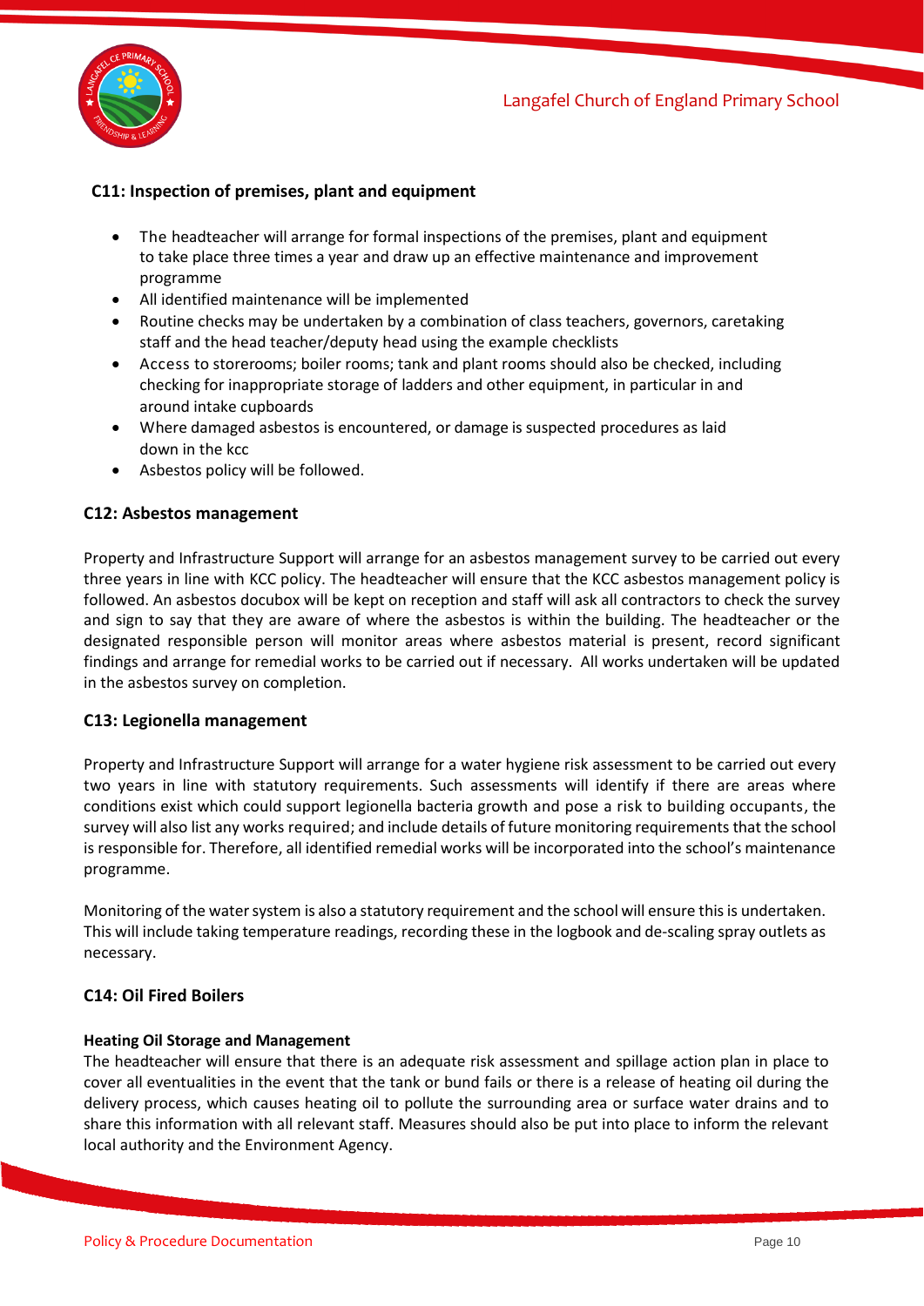### C11: Inspection of premises, plant and equipment

- The headteacher will arrange for formal inspections of the premises, plant and equipment to take place three times a year and draw up an effective maintenance and improvement programme
- All identified maintenance will be implemented
- Routine checks may be undertaken by a combination of class teachers, governors, caretaking staff and the head teacher/deputy head using the example checklists
- Access to storerooms; boiler rooms; tank and plant rooms should also be checked, including checking for inappropriate storage of ladders and other equipment, in particular in and around intake cupboards
- Where damaged asbestos is encountered, or damage is suspected procedures as laid down in the kcc
- Asbestos policy will be followed.

### C12: Asbestos management

Property and Infrastructure Support will arrange for an asbestos management survey to be carried out every three years in line with KCC policy. The headteacher will ensure that the KCC asbestos management policy is followed. An asbestos docubox will be kept on reception and staff will ask all contractors to check the survey and sign to say that they are aware of where the asbestos is within the building. The headteacher or the designated responsible person will monitor areas where asbestos material is present, record significant findings and arrange for remedial works to be carried out if necessary. All works undertaken will be updated in the asbestos survey on completion.

### C13: Legionella management

Property and Infrastructure Support will arrange for a water hygiene risk assessment to be carried out every two years in line with statutory requirements. Such assessments will identify if there are areas where conditions exist which could support legionella bacteria growth and pose a risk to building occupants, the survey will also list any works required; and include details of future monitoring requirements that the school is responsible for. Therefore, all identified remedial works will be incorporated into the school's maintenance programme.

Monitoring of the water system is also a statutory requirement and the school will ensure this is undertaken. This will include taking temperature readings, recording these in the logbook and de-scaling spray outlets as necessary.

### C14: Oil Fired Boilers

**Heating Oil Storage and Management**

The headteacher will ensure that there is an adequate risk assessment and spillage action plan in place to cover all eventualities in the event that the tank or bund fails or there is a release of heating oil during the delivery process, which causes heating oil to pollute the surrounding area or surface water drains and to share this information with all relevant staff. Measures should also be put into place to inform the relevant local authority and the Environment Agency.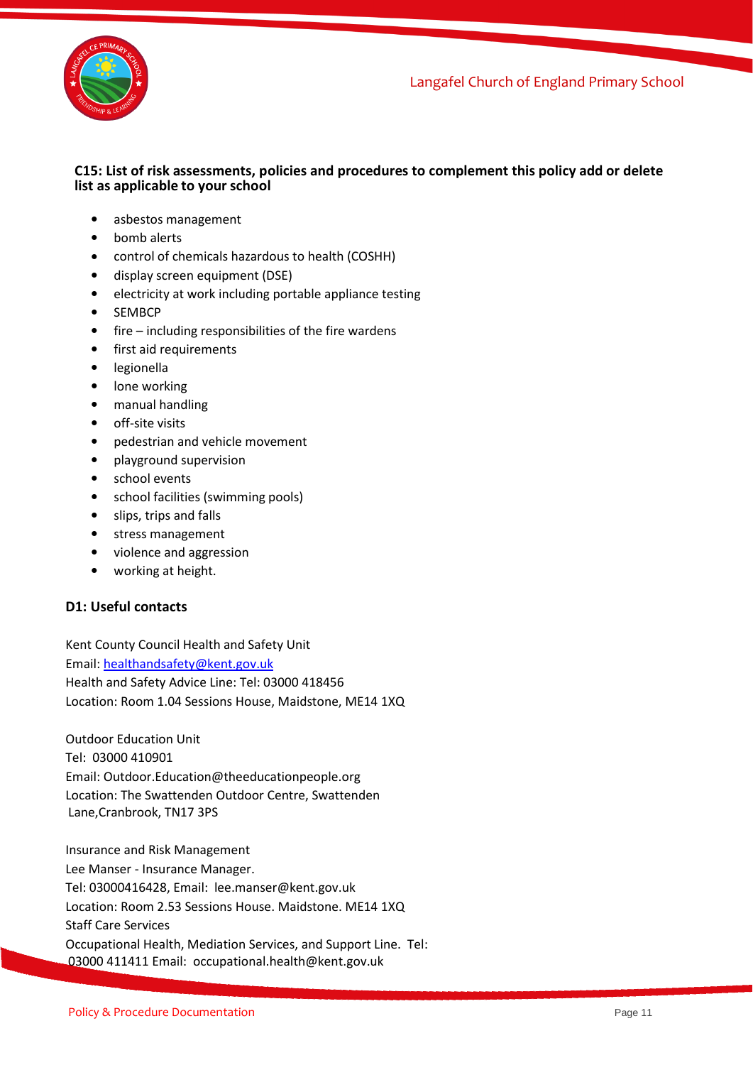**C15: List of risk assessments, policies and procedures to complement this policy add or delete list as applicable to your school**

- asbestos management
- bomb alerts
- control of chemicals hazardous to health (COSHH)
- display screen equipment (DSE)
- electricity at work including portable appliance testing
- SEMBCP
- fire – including responsibilities of the fire wardens
- first aid requirements
- legionella
- lone working
- manual handling
- off-site visits
- pedestrian and vehicle movement
- playground supervision
- school events
- school facilities (swimming pools)
- slips, trips and falls
- stress management
- violence and aggression
- working at height.

**D1: Useful contacts**

Kent County Council Health and Safety Unit
Email: healthandsafety@kent.gov.uk
Health and Safety Advice Line: Tel: 03000 418456
Location: Room 1.04 Sessions House, Maidstone, ME14 1XQ

Outdoor Education Unit
Tel: 03000 410901
Email: Outdoor.Education@theeducationpeople.org
Location: The Swattenden Outdoor Centre, Swattenden Lane,Cranbrook, TN17 3PS

Insurance and Risk Management
Lee Manser - Insurance Manager.
Tel: 03000416428, Email: lee.manser@kent.gov.uk
Location: Room 2.53 Sessions House. Maidstone. ME14 1XQ
Staff Care Services
Occupational Health, Mediation Services, and Support Line. Tel: 03000 411411 Email: occupational.health@kent.gov.uk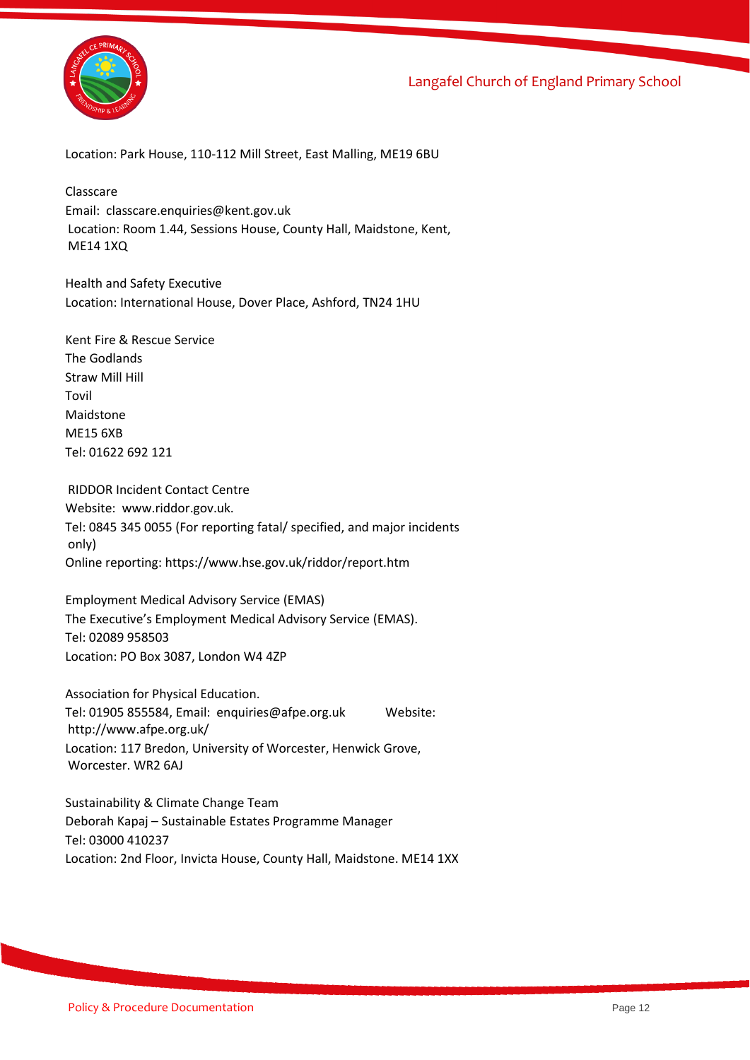Location: Park House, 110-112 Mill Street, East Malling, ME19 6BU

Classcare
Email: classcare.enquiries@kent.gov.uk
Location: Room 1.44, Sessions House, County Hall, Maidstone, Kent, ME14 1XQ

Health and Safety Executive
Location: International House, Dover Place, Ashford, TN24 1HU

Kent Fire & Rescue Service
The Godlands
Straw Mill Hill
Tovil
Maidstone
ME15 6XB
Tel: 01622 692 121

RIDDOR Incident Contact Centre
Website: www.riddor.gov.uk.
Tel: 0845 345 0055 (For reporting fatal/ specified, and major incidents only)
Online reporting: https://www.hse.gov.uk/riddor/report.htm

Employment Medical Advisory Service (EMAS)
The Executive's Employment Medical Advisory Service (EMAS).
Tel: 02089 958503
Location: PO Box 3087, London W4 4ZP

Association for Physical Education.
Tel: 01905 855584, Email: enquiries@afpe.org.uk Website: http://www.afpe.org.uk/
Location: 117 Bredon, University of Worcester, Henwick Grove, Worcester. WR2 6AJ

Sustainability & Climate Change Team
Deborah Kapaj – Sustainable Estates Programme Manager
Tel: 03000 410237
Location: 2nd Floor, Invicta House, County Hall, Maidstone. ME14 1XX